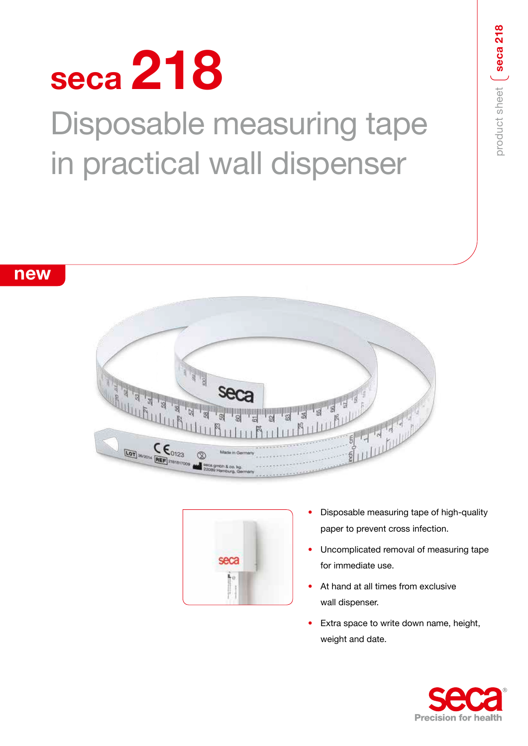# seca 218

## Disposable measuring tape in practical wall dispenser

new

- Disposable measuring tape of high-quality paper to prevent cross infection.
- Uncomplicated removal of measuring tape for immediate use.
- At hand at all times from exclusive wall dispenser.
- Extra space to write down name, height, weight and date.

seca®
Precision for health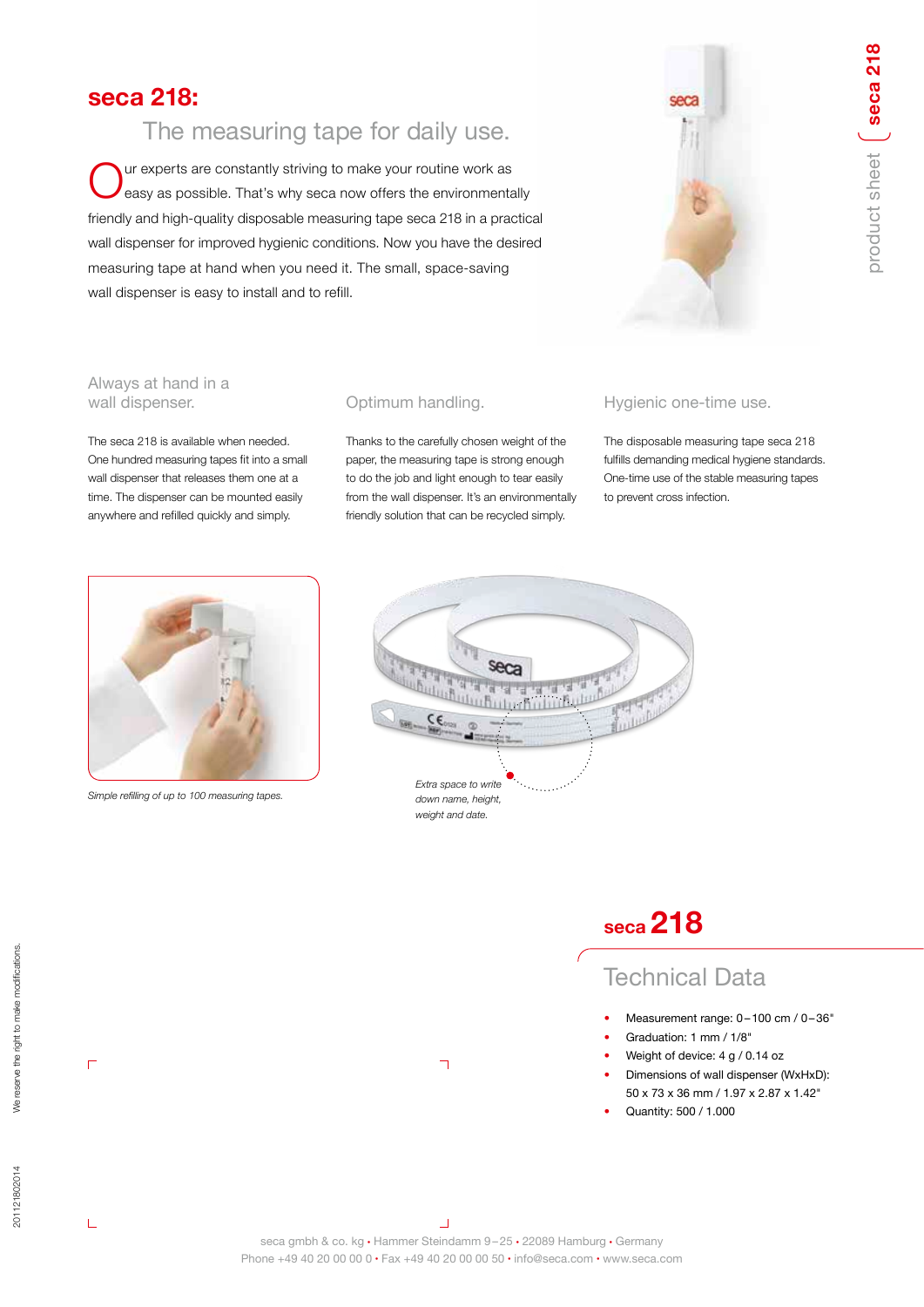# seca 218:

## The measuring tape for daily use.

Our experts are constantly striving to make your routine work as easy as possible. That's why seca now offers the environmentally friendly and high-quality disposable measuring tape seca 218 in a practical wall dispenser for improved hygienic conditions. Now you have the desired measuring tape at hand when you need it. The small, space-saving wall dispenser is easy to install and to refill.

### Always at hand in a wall dispenser.

The seca 218 is available when needed. One hundred measuring tapes fit into a small wall dispenser that releases them one at a time. The dispenser can be mounted easily anywhere and refilled quickly and simply.

### Optimum handling.

Thanks to the carefully chosen weight of the paper, the measuring tape is strong enough to do the job and light enough to tear easily from the wall dispenser. It's an environmentally friendly solution that can be recycled simply.

### Hygienic one-time use.

The disposable measuring tape seca 218 fulfills demanding medical hygiene standards. One-time use of the stable measuring tapes to prevent cross infection.

*Simple refilling of up to 100 measuring tapes.*

*Extra space to write down name, height, weight and date.*

## seca 218

### Technical Data

- Measurement range: 0 – 100 cm / 0 – 36"
- Graduation: 1 mm / 1/8"
- Weight of device: 4 g / 0.14 oz
- Dimensions of wall dispenser (WxHxD): 50 x 73 x 36 mm / 1.97 x 2.87 x 1.42"
- Quantity: 500 / 1.000

We reserve the right to make modifications.

20112180201 4

seca gmbh & co. kg • Hammer Steindamm 9 – 25 • 22089 Hamburg • Germany
Phone +49 40 20 00 00 0 • Fax +49 40 20 00 00 50 • info@seca.com • www.seca.com